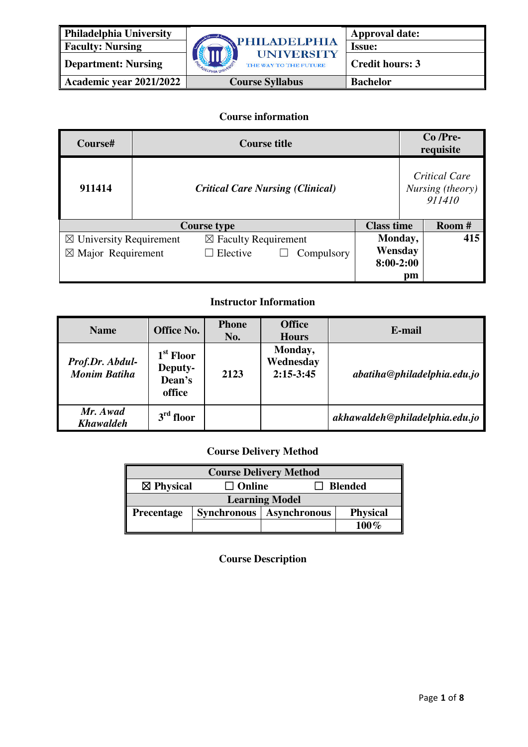| Philadelphia University | PHILADELPHIA UNIVERSITY THE WAY TO THE FUTURE | Approval date: |
|---|---|---|
| Faculty: Nursing | | Issue: |
| Department: Nursing | | Credit hours: 3 |
| Academic year 2021/2022 | Course Syllabus | Bachelor |

## Course information

| Course# | Course title | Co /Pre-requisite |
|---|---|---|
| 911414 | *Critical Care Nursing (Clinical)* | *Critical Care Nursing (theory) 911410* |

| Course type | | Class time | Room # |
|---|---|---|---|
| ☒ University Requirement ☒ Major Requirement | ☒ Faculty Requirement ☐ Elective ☐ Compulsory | Monday, Wensday 8:00-2:00 pm | 415 |

## Instructor Information

| Name | Office No. | Phone No. | Office Hours | E-mail |
|---|---|---|---|---|
| *Prof.Dr. Abdul-Monim Batiha* | 1st Floor Deputy-Dean's office | 2123 | Monday, Wednesday 2:15-3:45 | *abatiha@philadelphia.edu.jo* |
| *Mr. Awad Khawaldeh* | 3rd floor | | | *akhawaldeh@philadelphia.edu.jo* |

## Course Delivery Method

| Course Delivery Method | | | |
|---|---|---|---|
| ☒ Physical | ☐ Online | ☐ Blended | |
| Learning Model | | | |
| Precentage | Synchronous | Asynchronous | Physical |
| | | | 100% |

## Course Description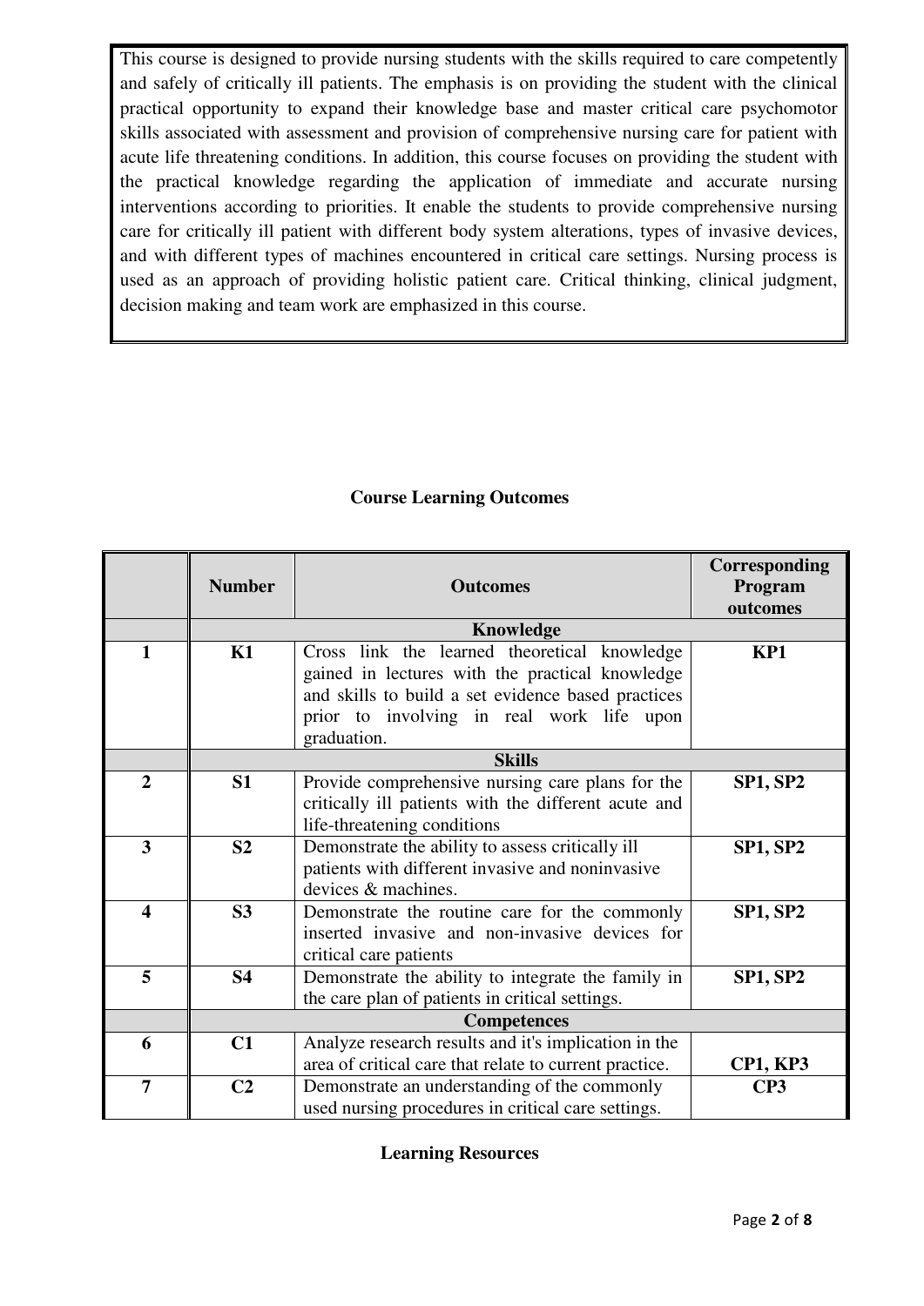This course is designed to provide nursing students with the skills required to care competently and safely of critically ill patients. The emphasis is on providing the student with the clinical practical opportunity to expand their knowledge base and master critical care psychomotor skills associated with assessment and provision of comprehensive nursing care for patient with acute life threatening conditions. In addition, this course focuses on providing the student with the practical knowledge regarding the application of immediate and accurate nursing interventions according to priorities. It enable the students to provide comprehensive nursing care for critically ill patient with different body system alterations, types of invasive devices, and with different types of machines encountered in critical care settings. Nursing process is used as an approach of providing holistic patient care. Critical thinking, clinical judgment, decision making and team work are emphasized in this course.

## Course Learning Outcomes

| | Number | Outcomes | Corresponding Program outcomes |
|---|---|---|---|
| | **Knowledge** | | |
| **1** | **K1** | Cross link the learned theoretical knowledge gained in lectures with the practical knowledge and skills to build a set evidence based practices prior to involving in real work life upon graduation. | **KP1** |
| | **Skills** | | |
| **2** | **S1** | Provide comprehensive nursing care plans for the critically ill patients with the different acute and life-threatening conditions | **SP1, SP2** |
| **3** | **S2** | Demonstrate the ability to assess critically ill patients with different invasive and noninvasive devices & machines. | **SP1, SP2** |
| **4** | **S3** | Demonstrate the routine care for the commonly inserted invasive and non-invasive devices for critical care patients | **SP1, SP2** |
| **5** | **S4** | Demonstrate the ability to integrate the family in the care plan of patients in critical settings. | **SP1, SP2** |
| | **Competences** | | |
| **6** | **C1** | Analyze research results and it's implication in the area of critical care that relate to current practice. | **CP1, KP3** |
| **7** | **C2** | Demonstrate an understanding of the commonly used nursing procedures in critical care settings. | **CP3** |

## Learning Resources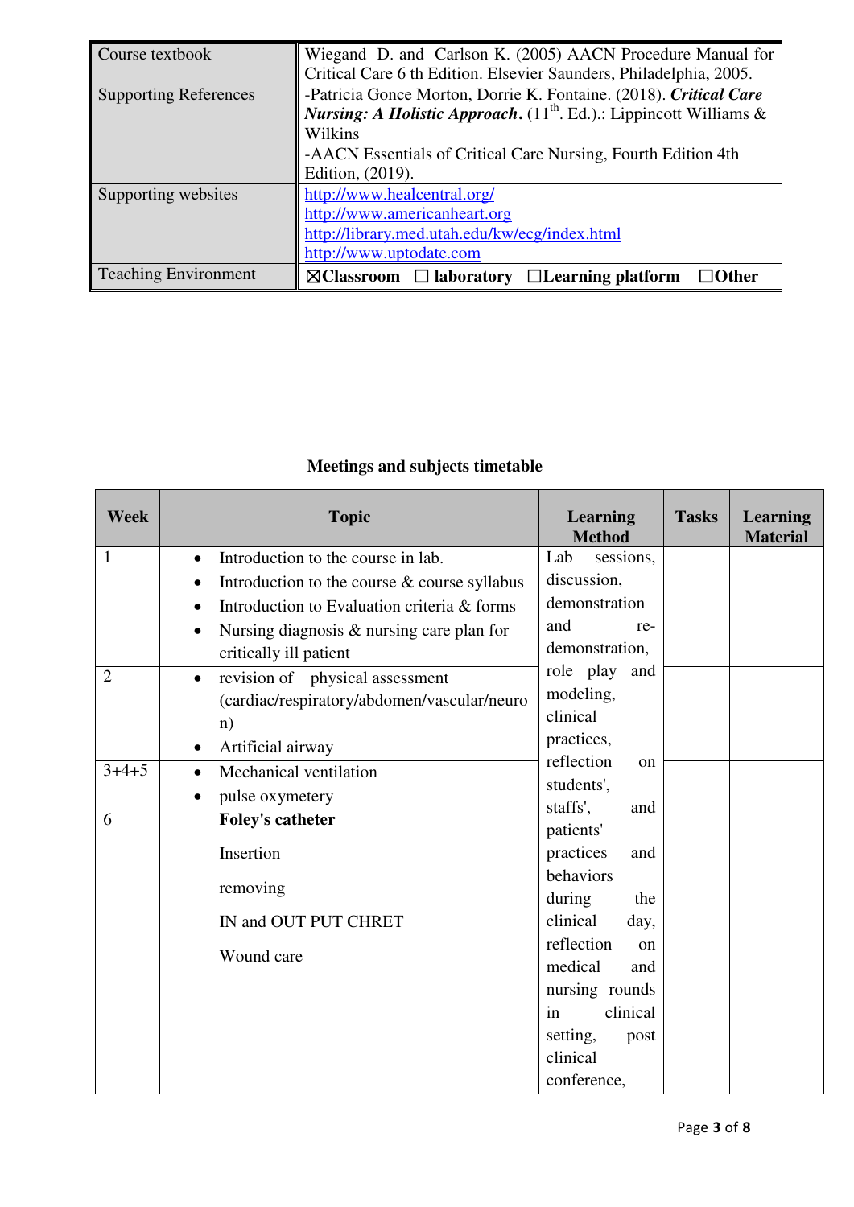| Course textbook | Wiegand D. and Carlson K. (2005) AACN Procedure Manual for Critical Care 6 th Edition. Elsevier Saunders, Philadelphia, 2005. |
|---|---|
| Supporting References | -Patricia Gonce Morton, Dorrie K. Fontaine. (2018). ***Critical Care Nursing: A Holistic Approach.*** (11th. Ed.).: Lippincott Williams & Wilkins<br>-AACN Essentials of Critical Care Nursing, Fourth Edition 4th Edition, (2019). |
| Supporting websites | http://www.healcentral.org/<br>http://www.americanheart.org<br>http://library.med.utah.edu/kw/ecg/index.html<br>http://www.uptodate.com |
| Teaching Environment | **☒Classroom ☐ laboratory ☐Learning platform ☐Other** |

## Meetings and subjects timetable

| Week | Topic | Learning Method | Tasks | Learning Material |
|---|---|---|---|---|
| 1 | • Introduction to the course in lab.<br>• Introduction to the course & course syllabus<br>• Introduction to Evaluation criteria & forms<br>• Nursing diagnosis & nursing care plan for critically ill patient | Lab sessions, discussion, demonstration and re-demonstration, role play and modeling, clinical practices, reflection on students', staffs', and patients' practices and behaviors during the clinical day, reflection on medical and nursing rounds in clinical setting, post clinical conference, | | |
| 2 | • revision of physical assessment (cardiac/respiratory/abdomen/vascular/neuro n)<br>• Artificial airway | | | |
| 3+4+5 | • Mechanical ventilation<br>• pulse oxymetery | | | |
| 6 | **Foley's catheter**<br>Insertion<br>removing<br>IN and OUT PUT CHRET<br>Wound care | | | |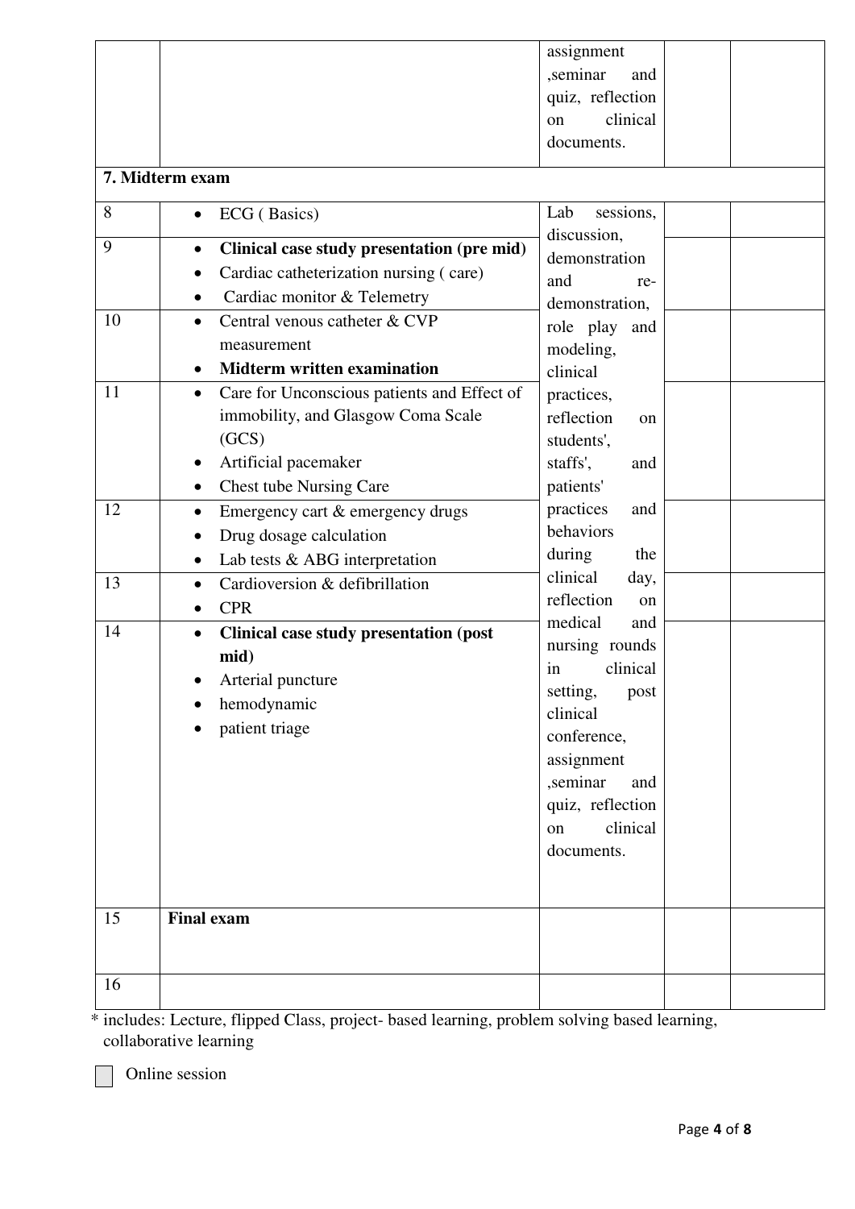| | | | | |
|---|---|---|---|---|
| | | assignment ,seminar and quiz, reflection on clinical documents. | | |
| **7. Midterm exam** | | | | |
| 8 | • ECG ( Basics) | Lab sessions, discussion, demonstration and re-demonstration, role play and modeling, clinical practices, reflection on students', staffs', and patients' practices and behaviors during the clinical day, reflection on medical and nursing rounds in clinical setting, post clinical conference, assignment ,seminar and quiz, reflection on clinical documents. | | |
| 9 | • **Clinical case study presentation (pre mid)**<br>• Cardiac catheterization nursing ( care)<br>• Cardiac monitor & Telemetry | | | |
| 10 | • Central venous catheter & CVP measurement<br>• **Midterm written examination** | | | |
| 11 | • Care for Unconscious patients and Effect of immobility, and Glasgow Coma Scale (GCS)<br>• Artificial pacemaker<br>• Chest tube Nursing Care | | | |
| 12 | • Emergency cart & emergency drugs<br>• Drug dosage calculation<br>• Lab tests & ABG interpretation | | | |
| 13 | • Cardioversion & defibrillation<br>• CPR | | | |
| 14 | • **Clinical case study presentation (post mid)**<br>• Arterial puncture<br>• hemodynamic<br>• patient triage | | | |
| 15 | **Final exam** | | | |
| 16 | | | | |

* includes: Lecture, flipped Class, project- based learning, problem solving based learning, collaborative learning

☐ Online session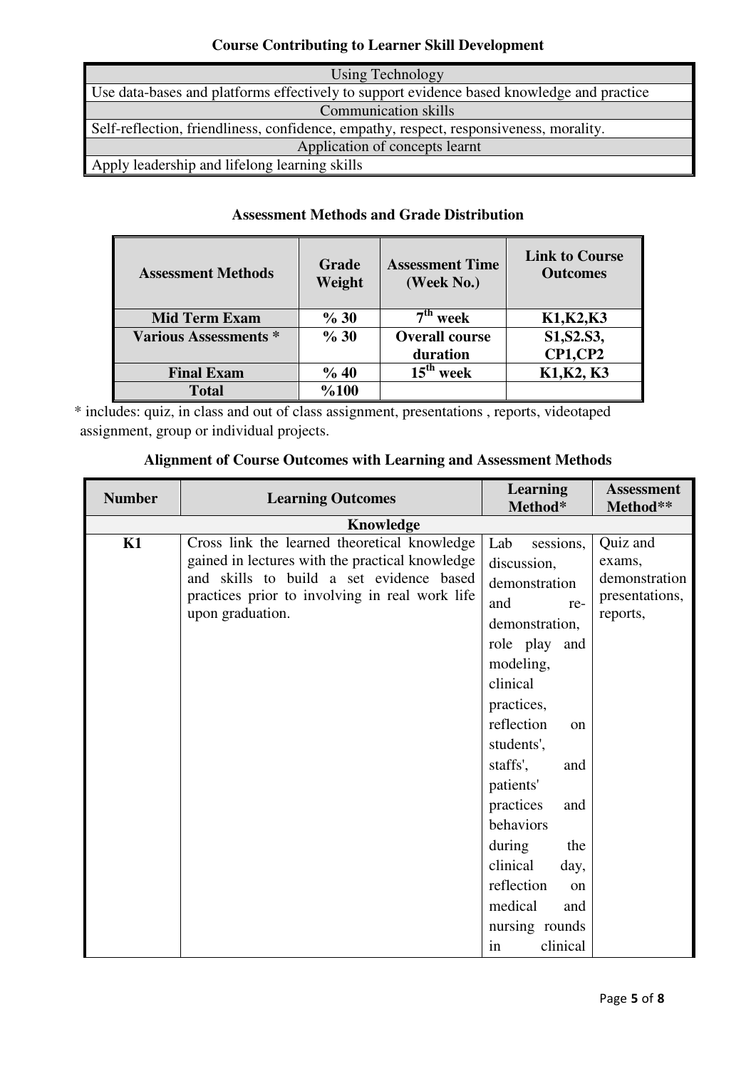## Course Contributing to Learner Skill Development

| Using Technology |
|---|
| Use data-bases and platforms effectively to support evidence based knowledge and practice |
| Communication skills |
| Self-reflection, friendliness, confidence, empathy, respect, responsiveness, morality. |
| Application of concepts learnt |
| Apply leadership and lifelong learning skills |

## Assessment Methods and Grade Distribution

| Assessment Methods | Grade Weight | Assessment Time (Week No.) | Link to Course Outcomes |
|---|---|---|---|
| **Mid Term Exam** | **% 30** | **7th week** | **K1,K2,K3** |
| **Various Assessments *** | **% 30** | **Overall course duration** | **S1,S2.S3, CP1,CP2** |
| **Final Exam** | **% 40** | **15th week** | **K1,K2, K3** |
| **Total** | **%100** | | |

* includes: quiz, in class and out of class assignment, presentations , reports, videotaped assignment, group or individual projects.

## Alignment of Course Outcomes with Learning and Assessment Methods

| Number | Learning Outcomes | Learning Method* | Assessment Method** |
|---|---|---|---|
| | **Knowledge** | | |
| **K1** | Cross link the learned theoretical knowledge gained in lectures with the practical knowledge and skills to build a set evidence based practices prior to involving in real work life upon graduation. | Lab sessions, discussion, demonstration and re-demonstration, role play and modeling, clinical practices, reflection on students', staffs', and patients' practices and behaviors during the clinical day, reflection on medical and nursing rounds in clinical | Quiz and exams, demonstration presentations, reports, |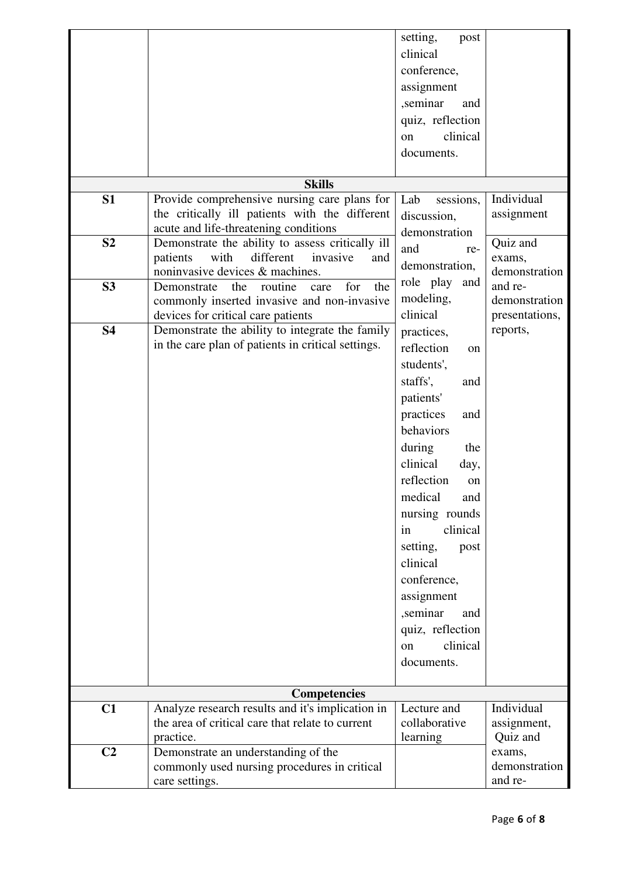| | | | |
|---|---|---|---|
| | | setting, post clinical conference, assignment ,seminar and quiz, reflection on clinical documents. | |
| **Skills** | | | |
| **S1** | Provide comprehensive nursing care plans for the critically ill patients with the different acute and life-threatening conditions | Lab sessions, discussion, demonstration and re-demonstration, role play and modeling, clinical practices, reflection on students', staffs', and patients' practices and behaviors during the clinical day, reflection on medical and nursing rounds in clinical setting, post clinical conference, assignment ,seminar and quiz, reflection on clinical documents. | Individual assignment |
| **S2** | Demonstrate the ability to assess critically ill patients with different invasive and noninvasive devices & machines. | | Quiz and exams, demonstration and re-demonstration presentations, reports, |
| **S3** | Demonstrate the routine care for the commonly inserted invasive and non-invasive devices for critical care patients | | |
| **S4** | Demonstrate the ability to integrate the family in the care plan of patients in critical settings. | | |
| **Competencies** | | | |
| **C1** | Analyze research results and it's implication in the area of critical care that relate to current practice. | Lecture and collaborative learning | Individual assignment, Quiz and exams, demonstration and re- |
| **C2** | Demonstrate an understanding of the commonly used nursing procedures in critical care settings. | | |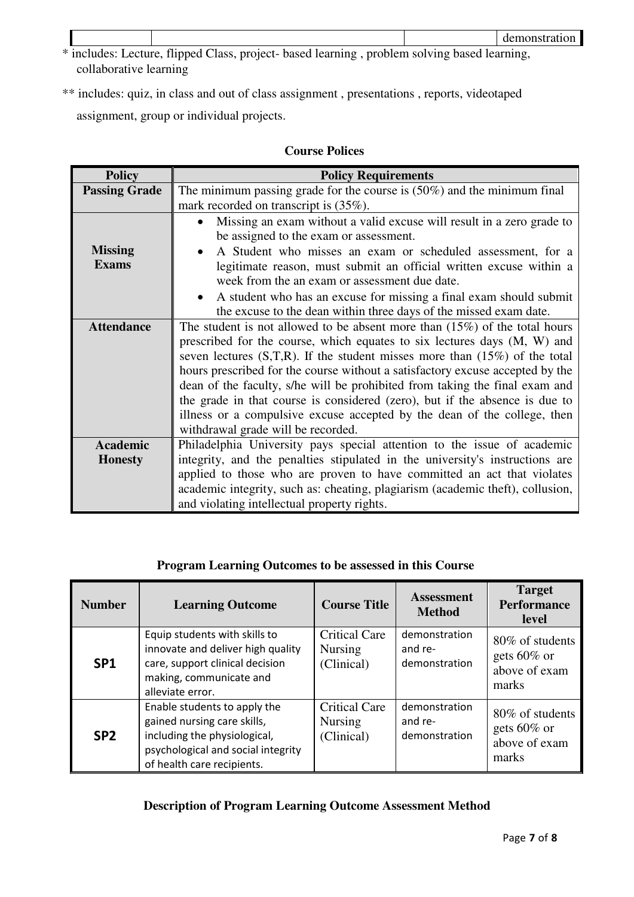| | | | demonstration |
|---|---|---|---|

* includes: Lecture, flipped Class, project- based learning , problem solving based learning, collaborative learning

** includes: quiz, in class and out of class assignment , presentations , reports, videotaped assignment, group or individual projects.

**Course Polices**

| Policy | Policy Requirements |
|---|---|
| **Passing Grade** | The minimum passing grade for the course is (50%) and the minimum final mark recorded on transcript is (35%). |
| **Missing Exams** | • Missing an exam without a valid excuse will result in a zero grade to be assigned to the exam or assessment.<br>• A Student who misses an exam or scheduled assessment, for a legitimate reason, must submit an official written excuse within a week from the an exam or assessment due date.<br>• A student who has an excuse for missing a final exam should submit the excuse to the dean within three days of the missed exam date. |
| **Attendance** | The student is not allowed to be absent more than (15%) of the total hours prescribed for the course, which equates to six lectures days (M, W) and seven lectures (S,T,R). If the student misses more than (15%) of the total hours prescribed for the course without a satisfactory excuse accepted by the dean of the faculty, s/he will be prohibited from taking the final exam and the grade in that course is considered (zero), but if the absence is due to illness or a compulsive excuse accepted by the dean of the college, then withdrawal grade will be recorded. |
| **Academic Honesty** | Philadelphia University pays special attention to the issue of academic integrity, and the penalties stipulated in the university's instructions are applied to those who are proven to have committed an act that violates academic integrity, such as: cheating, plagiarism (academic theft), collusion, and violating intellectual property rights. |

**Program Learning Outcomes to be assessed in this Course**

| Number | Learning Outcome | Course Title | Assessment Method | Target Performance level |
|---|---|---|---|---|
| **SP1** | Equip students with skills to innovate and deliver high quality care, support clinical decision making, communicate and alleviate error. | Critical Care Nursing (Clinical) | demonstration and re-demonstration | 80% of students gets 60% or above of exam marks |
| **SP2** | Enable students to apply the gained nursing care skills, including the physiological, psychological and social integrity of health care recipients. | Critical Care Nursing (Clinical) | demonstration and re-demonstration | 80% of students gets 60% or above of exam marks |

**Description of Program Learning Outcome Assessment Method**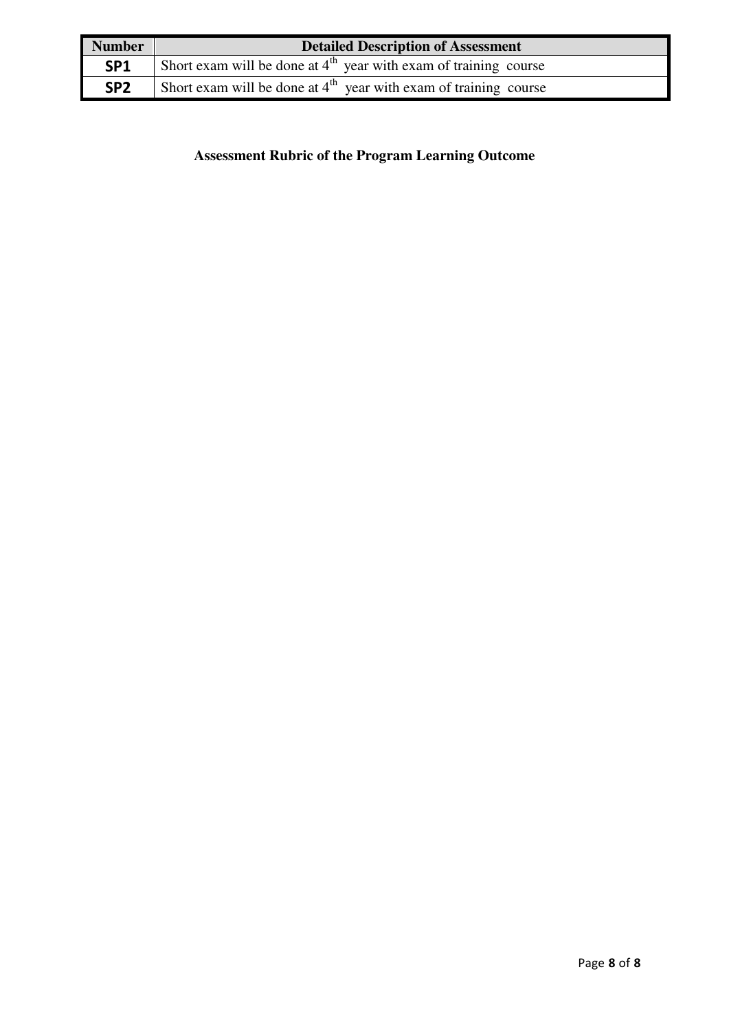| Number | Detailed Description of Assessment |
|---|---|
| SP1 | Short exam will be done at $4^{th}$ year with exam of training course |
| SP2 | Short exam will be done at $4^{th}$ year with exam of training course |

**Assessment Rubric of the Program Learning Outcome**